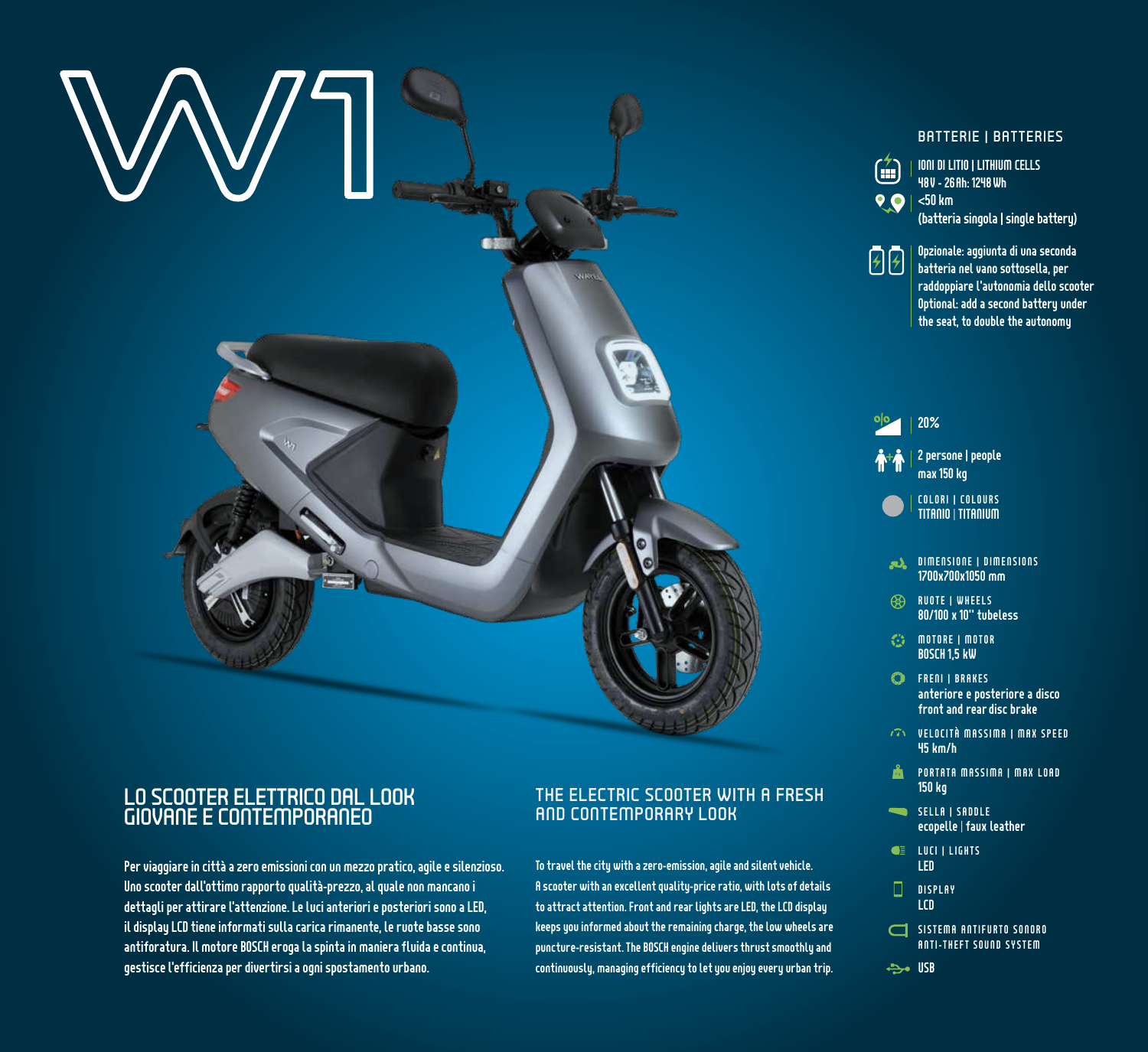# W1

## BATTERIE | BATTERIES

IONI DI LITIO | LITHIUM CELLS
48V - 26Ah: 1248 Wh

<50 km
(batteria singola | single battery)

Opzionale: aggiunta di una seconda batteria nel vano sottosella, per raddoppiare l'autonomia dello scooter
Optional: add a second battery under the seat, to double the autonomy

20%

2 persone | people
max 150 kg

COLORI | COLOURS
TITANIO | TITANIUM

DIMENSIONE | DIMENSIONS
1700x700x1050 mm

RUOTE | WHEELS
80/100 x 10" tubeless

MOTORE | MOTOR
BOSCH 1,5 kW

FRENI | BRAKES
anteriore e posteriore a disco
front and rear disc brake

VELOCITÀ MASSIMA | MAX SPEED
45 km/h

PORTATA MASSIMA | MAX LOAD
150 kg

SELLA | SADDLE
ecopelle | faux leather

LUCI | LIGHTS
LED

DISPLAY
LCD

SISTEMA ANTIFURTO SONORO
ANTI-THEFT SOUND SYSTEM

USB

## LO SCOOTER ELETTRICO DAL LOOK GIOVANE E CONTEMPORANEO

Per viaggiare in città a zero emissioni con un mezzo pratico, agile e silenzioso. Uno scooter dall'ottimo rapporto qualità-prezzo, al quale non mancano i dettagli per attirare l'attenzione. Le luci anteriori e posteriori sono a LED, il display LCD tiene informati sulla carica rimanente, le ruote basse sono antiforatura. Il motore BOSCH eroga la spinta in maniera fluida e continua, gestisce l'efficienza per divertirsi a ogni spostamento urbano.

## THE ELECTRIC SCOOTER WITH A FRESH AND CONTEMPORARY LOOK

To travel the city with a zero-emission, agile and silent vehicle. A scooter with an excellent quality-price ratio, with lots of details to attract attention. Front and rear lights are LED, the LCD display keeps you informed about the remaining charge, the low wheels are puncture-resistant. The BOSCH engine delivers thrust smoothly and continuously, managing efficiency to let you enjoy every urban trip.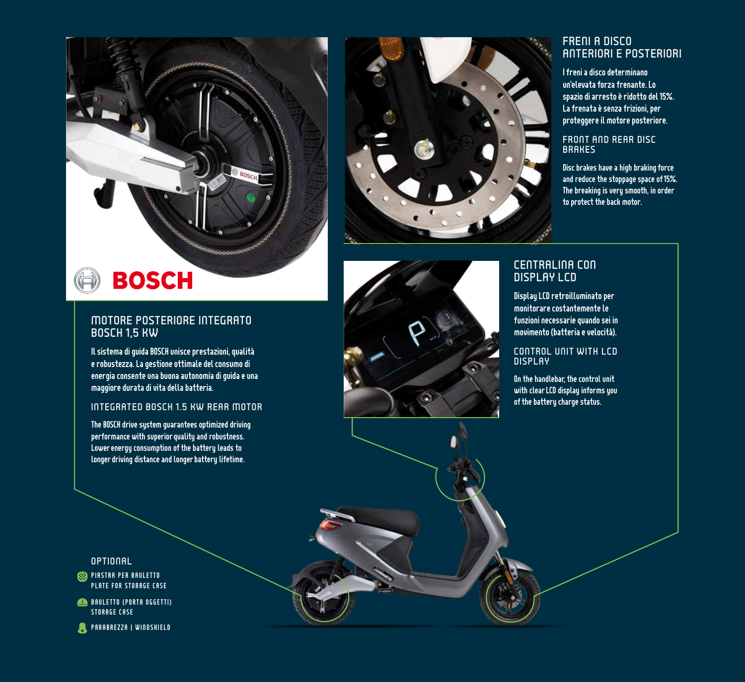## FRENI A DISCO ANTERIORI E POSTERIORI

I freni a disco determinano un'elevata forza frenante. Lo spazio di arresto è ridotto del 15%. La frenata è senza frizioni, per proteggere il motore posteriore.

## FRONT AND REAR DISC BRAKES

Disc brakes have a high braking force and reduce the stoppage space of 15%. The breaking is very smooth, in order to protect the back motor.

## MOTORE POSTERIORE INTEGRATO BOSCH 1,5 KW

Il sistema di guida BOSCH unisce prestazioni, qualità e robustezza. La gestione ottimale del consumo di energia consente una buona autonomia di guida e una maggiore durata di vita della batteria.

## INTEGRATED BOSCH 1.5 KW REAR MOTOR

The BOSCH drive system guarantees optimized driving performance with superior quality and robustness. Lower energy consumption of the battery leads to longer driving distance and longer battery lifetime.

## CENTRALINA CON DISPLAY LCD

Display LCD retroilluminato per monitorare costantemente le funzioni necessarie quando sei in movimento (batteria e velocità).

## CONTROL UNIT WITH LCD DISPLAY

On the handlebar, the control unit with clear LCD display informs you of the battery charge status.

## OPTIONAL

- PIASTRA PER BAULETTO
  PLATE FOR STORAGE CASE
- BAULETTO (PORTA OGGETTI)
  STORAGE CASE
- PARABREZZA | WINDSHIELD